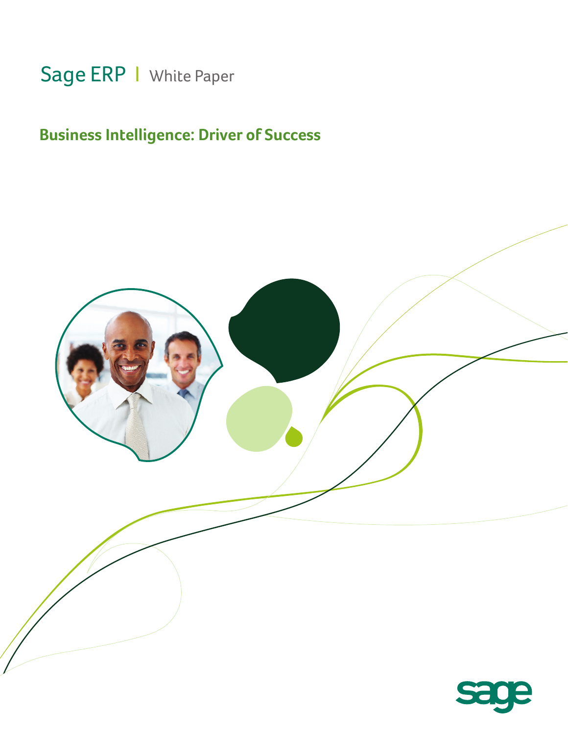Sage ERP | White Paper

# Business Intelligence: Driver of Success

sage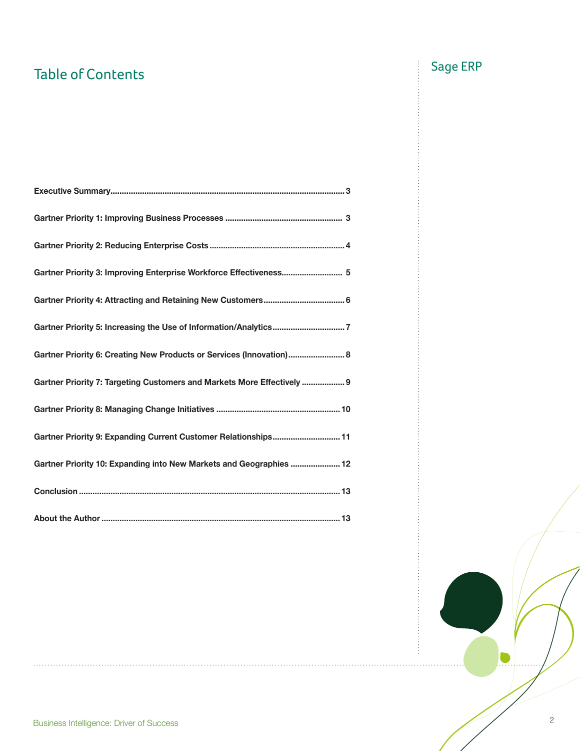# Table of Contents

Sage ERP

**Executive Summary** ........ 3

**Gartner Priority 1: Improving Business Processes** ........ 3

**Gartner Priority 2: Reducing Enterprise Costs** ........ 4

**Gartner Priority 3: Improving Enterprise Workforce Effectiveness** ........ 5

**Gartner Priority 4: Attracting and Retaining New Customers** ........ 6

**Gartner Priority 5: Increasing the Use of Information/Analytics** ........ 7

**Gartner Priority 6: Creating New Products or Services (Innovation)** ........ 8

**Gartner Priority 7: Targeting Customers and Markets More Effectively** ........ 9

**Gartner Priority 8: Managing Change Initiatives** ........ 10

**Gartner Priority 9: Expanding Current Customer Relationships** ........ 11

**Gartner Priority 10: Expanding into New Markets and Geographies** ........ 12

**Conclusion** ........ 13

**About the Author** ........ 13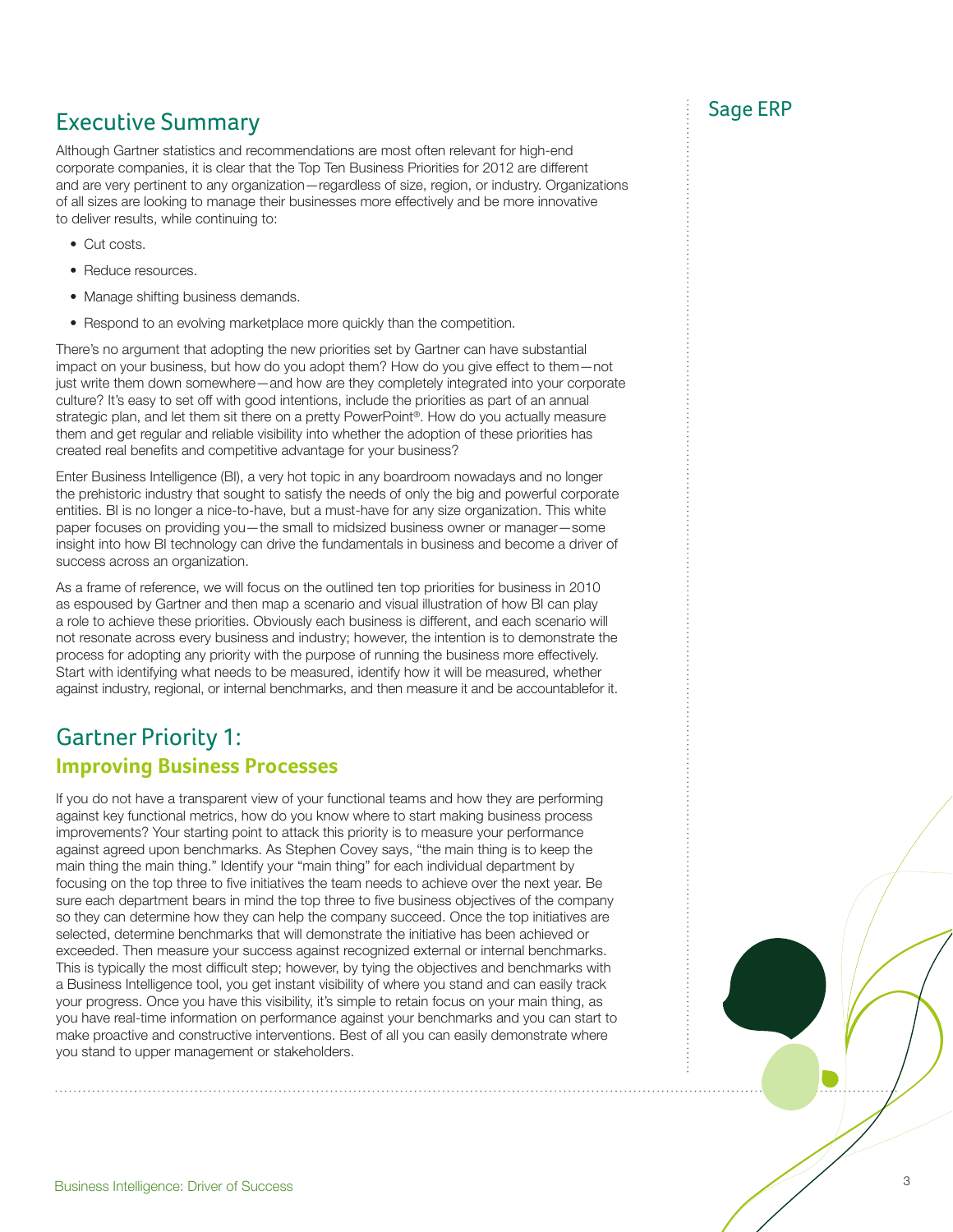## Executive Summary

Although Gartner statistics and recommendations are most often relevant for high-end corporate companies, it is clear that the Top Ten Business Priorities for 2012 are different and are very pertinent to any organization—regardless of size, region, or industry. Organizations of all sizes are looking to manage their businesses more effectively and be more innovative to deliver results, while continuing to:

- Cut costs.
- Reduce resources.
- Manage shifting business demands.
- Respond to an evolving marketplace more quickly than the competition.

There's no argument that adopting the new priorities set by Gartner can have substantial impact on your business, but how do you adopt them? How do you give effect to them—not just write them down somewhere—and how are they completely integrated into your corporate culture? It's easy to set off with good intentions, include the priorities as part of an annual strategic plan, and let them sit there on a pretty PowerPoint®. How do you actually measure them and get regular and reliable visibility into whether the adoption of these priorities has created real benefits and competitive advantage for your business?

Enter Business Intelligence (BI), a very hot topic in any boardroom nowadays and no longer the prehistoric industry that sought to satisfy the needs of only the big and powerful corporate entities. BI is no longer a nice-to-have, but a must-have for any size organization. This white paper focuses on providing you—the small to midsized business owner or manager—some insight into how BI technology can drive the fundamentals in business and become a driver of success across an organization.

As a frame of reference, we will focus on the outlined ten top priorities for business in 2010 as espoused by Gartner and then map a scenario and visual illustration of how BI can play a role to achieve these priorities. Obviously each business is different, and each scenario will not resonate across every business and industry; however, the intention is to demonstrate the process for adopting any priority with the purpose of running the business more effectively. Start with identifying what needs to be measured, identify how it will be measured, whether against industry, regional, or internal benchmarks, and then measure it and be accountablefor it.

## Gartner Priority 1:
### Improving Business Processes

If you do not have a transparent view of your functional teams and how they are performing against key functional metrics, how do you know where to start making business process improvements? Your starting point to attack this priority is to measure your performance against agreed upon benchmarks. As Stephen Covey says, "the main thing is to keep the main thing the main thing." Identify your "main thing" for each individual department by focusing on the top three to five initiatives the team needs to achieve over the next year. Be sure each department bears in mind the top three to five business objectives of the company so they can determine how they can help the company succeed. Once the top initiatives are selected, determine benchmarks that will demonstrate the initiative has been achieved or exceeded. Then measure your success against recognized external or internal benchmarks. This is typically the most difficult step; however, by tying the objectives and benchmarks with a Business Intelligence tool, you get instant visibility of where you stand and can easily track your progress. Once you have this visibility, it's simple to retain focus on your main thing, as you have real-time information on performance against your benchmarks and you can start to make proactive and constructive interventions. Best of all you can easily demonstrate where you stand to upper management or stakeholders.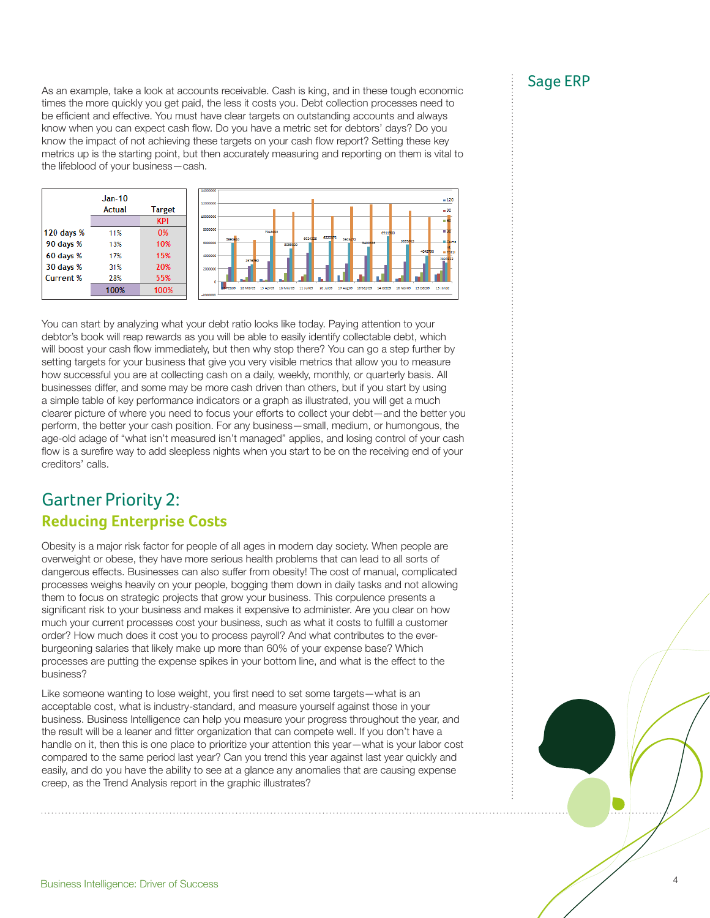As an example, take a look at accounts receivable. Cash is king, and in these tough economic times the more quickly you get paid, the less it costs you. Debt collection processes need to be efficient and effective. You must have clear targets on outstanding accounts and always know when you can expect cash flow. Do you have a metric set for debtors' days? Do you know the impact of not achieving these targets on your cash flow report? Setting these key metrics up is the starting point, but then accurately measuring and reporting on them is vital to the lifeblood of your business—cash.

| | Jan-10 Actual | Target |
|---|---|---|
| | | KPI |
| 120 days % | 11% | 0% |
| 90 days % | 13% | 10% |
| 60 days % | 17% | 15% |
| 30 days % | 31% | 20% |
| Current % | 28% | 55% |
| | 100% | 100% |

You can start by analyzing what your debt ratio looks like today. Paying attention to your debtor's book will reap rewards as you will be able to easily identify collectable debt, which will boost your cash flow immediately, but then why stop there? You can go a step further by setting targets for your business that give you very visible metrics that allow you to measure how successful you are at collecting cash on a daily, weekly, monthly, or quarterly basis. All businesses differ, and some may be more cash driven than others, but if you start by using a simple table of key performance indicators or a graph as illustrated, you will get a much clearer picture of where you need to focus your efforts to collect your debt—and the better you perform, the better your cash position. For any business—small, medium, or humongous, the age-old adage of "what isn't measured isn't managed" applies, and losing control of your cash flow is a surefire way to add sleepless nights when you start to be on the receiving end of your creditors' calls.

## Gartner Priority 2:
### Reducing Enterprise Costs

Obesity is a major risk factor for people of all ages in modern day society. When people are overweight or obese, they have more serious health problems that can lead to all sorts of dangerous effects. Businesses can also suffer from obesity! The cost of manual, complicated processes weighs heavily on your people, bogging them down in daily tasks and not allowing them to focus on strategic projects that grow your business. This corpulence presents a significant risk to your business and makes it expensive to administer. Are you clear on how much your current processes cost your business, such as what it costs to fulfill a customer order? How much does it cost you to process payroll? And what contributes to the ever-burgeoning salaries that likely make up more than 60% of your expense base? Which processes are putting the expense spikes in your bottom line, and what is the effect to the business?

Like someone wanting to lose weight, you first need to set some targets—what is an acceptable cost, what is industry-standard, and measure yourself against those in your business. Business Intelligence can help you measure your progress throughout the year, and the result will be a leaner and fitter organization that can compete well. If you don't have a handle on it, then this is one place to prioritize your attention this year—what is your labor cost compared to the same period last year? Can you trend this year against last year quickly and easily, and do you have the ability to see at a glance any anomalies that are causing expense creep, as the Trend Analysis report in the graphic illustrates?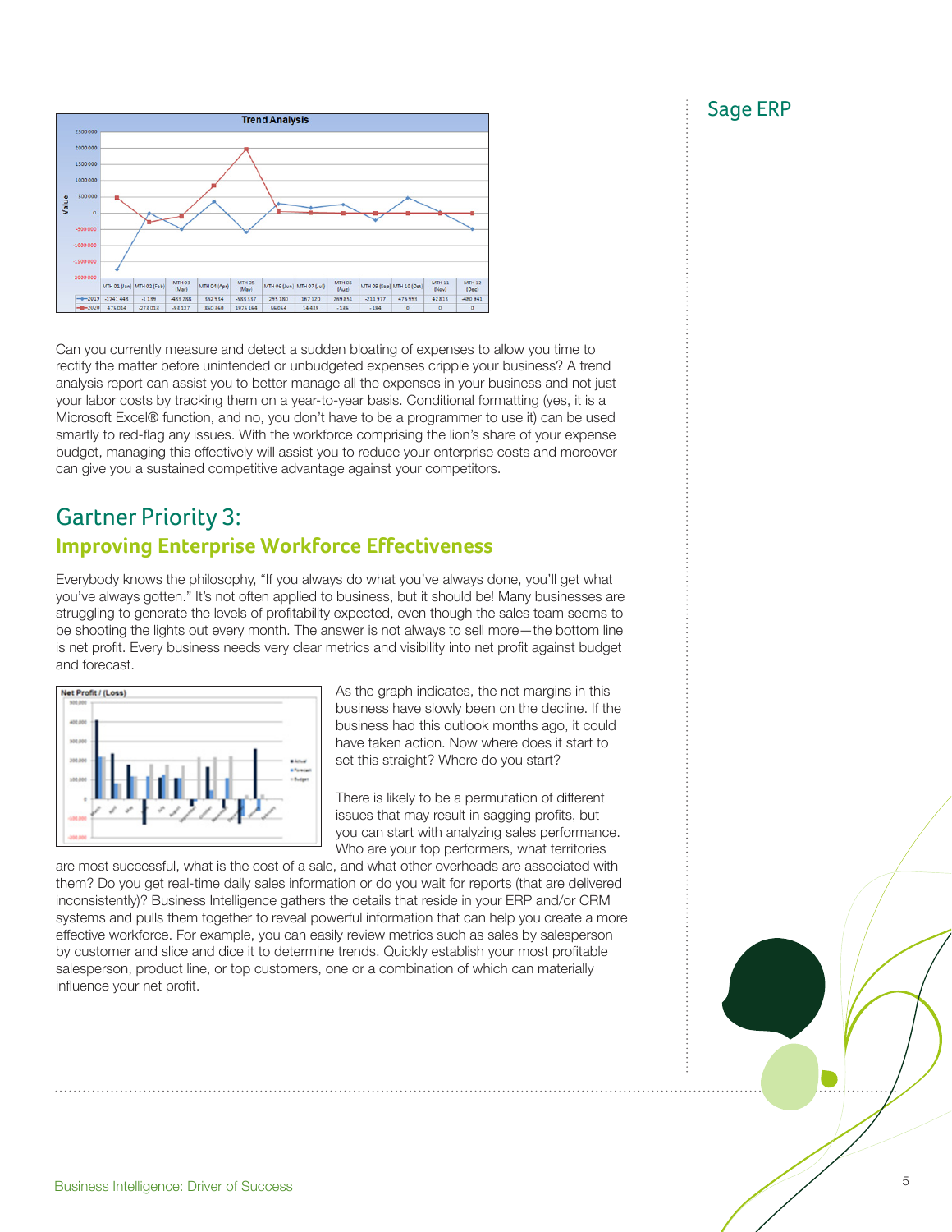Can you currently measure and detect a sudden bloating of expenses to allow you time to rectify the matter before unintended or unbudgeted expenses cripple your business? A trend analysis report can assist you to better manage all the expenses in your business and not just your labor costs by tracking them on a year-to-year basis. Conditional formatting (yes, it is a Microsoft Excel® function, and no, you don't have to be a programmer to use it) can be used smartly to red-flag any issues. With the workforce comprising the lion's share of your expense budget, managing this effectively will assist you to reduce your enterprise costs and moreover can give you a sustained competitive advantage against your competitors.

## Gartner Priority 3:

### Improving Enterprise Workforce Effectiveness

Everybody knows the philosophy, "If you always do what you've always done, you'll get what you've always gotten." It's not often applied to business, but it should be! Many businesses are struggling to generate the levels of profitability expected, even though the sales team seems to be shooting the lights out every month. The answer is not always to sell more—the bottom line is net profit. Every business needs very clear metrics and visibility into net profit against budget and forecast.

As the graph indicates, the net margins in this business have slowly been on the decline. If the business had this outlook months ago, it could have taken action. Now where does it start to set this straight? Where do you start?

There is likely to be a permutation of different issues that may result in sagging profits, but you can start with analyzing sales performance. Who are your top performers, what territories are most successful, what is the cost of a sale, and what other overheads are associated with them? Do you get real-time daily sales information or do you wait for reports (that are delivered inconsistently)? Business Intelligence gathers the details that reside in your ERP and/or CRM systems and pulls them together to reveal powerful information that can help you create a more effective workforce. For example, you can easily review metrics such as sales by salesperson by customer and slice and dice it to determine trends. Quickly establish your most profitable salesperson, product line, or top customers, one or a combination of which can materially influence your net profit.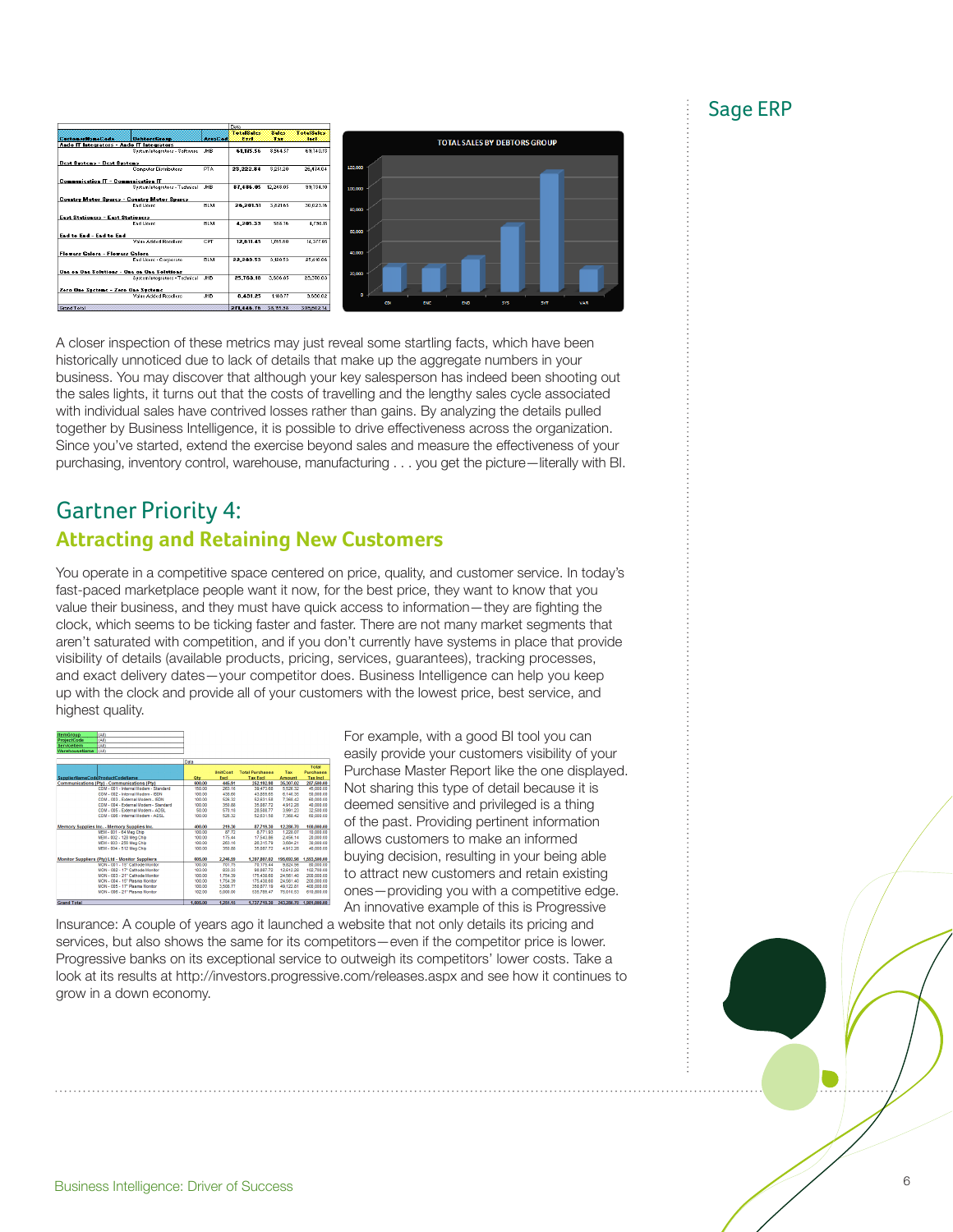Sage ERP

A closer inspection of these metrics may just reveal some startling facts, which have been historically unnoticed due to lack of details that make up the aggregate numbers in your business. You may discover that although your key salesperson has indeed been shooting out the sales lights, it turns out that the costs of travelling and the lengthy sales cycle associated with individual sales have contrived losses rather than gains. By analyzing the details pulled together by Business Intelligence, it is possible to drive effectiveness across the organization. Since you've started, extend the exercise beyond sales and measure the effectiveness of your purchasing, inventory control, warehouse, manufacturing . . . you get the picture—literally with BI.

## Gartner Priority 4:

### Attracting and Retaining New Customers

You operate in a competitive space centered on price, quality, and customer service. In today's fast-paced marketplace people want it now, for the best price, they want to know that you value their business, and they must have quick access to information—they are fighting the clock, which seems to be ticking faster and faster. There are not many market segments that aren't saturated with competition, and if you don't currently have systems in place that provide visibility of details (available products, pricing, services, guarantees), tracking processes, and exact delivery dates—your competitor does. Business Intelligence can help you keep up with the clock and provide all of your customers with the lowest price, best service, and highest quality.

For example, with a good BI tool you can easily provide your customers visibility of your Purchase Master Report like the one displayed. Not sharing this type of detail because it is deemed sensitive and privileged is a thing of the past. Providing pertinent information allows customers to make an informed buying decision, resulting in your being able to attract new customers and retain existing ones—providing you with a competitive edge. An innovative example of this is Progressive Insurance: A couple of years ago it launched a website that not only details its pricing and services, but also shows the same for its competitors—even if the competitor price is lower. Progressive banks on its exceptional service to outweigh its competitors' lower costs. Take a look at its results at http://investors.progressive.com/releases.aspx and see how it continues to grow in a down economy.

Business Intelligence: Driver of Success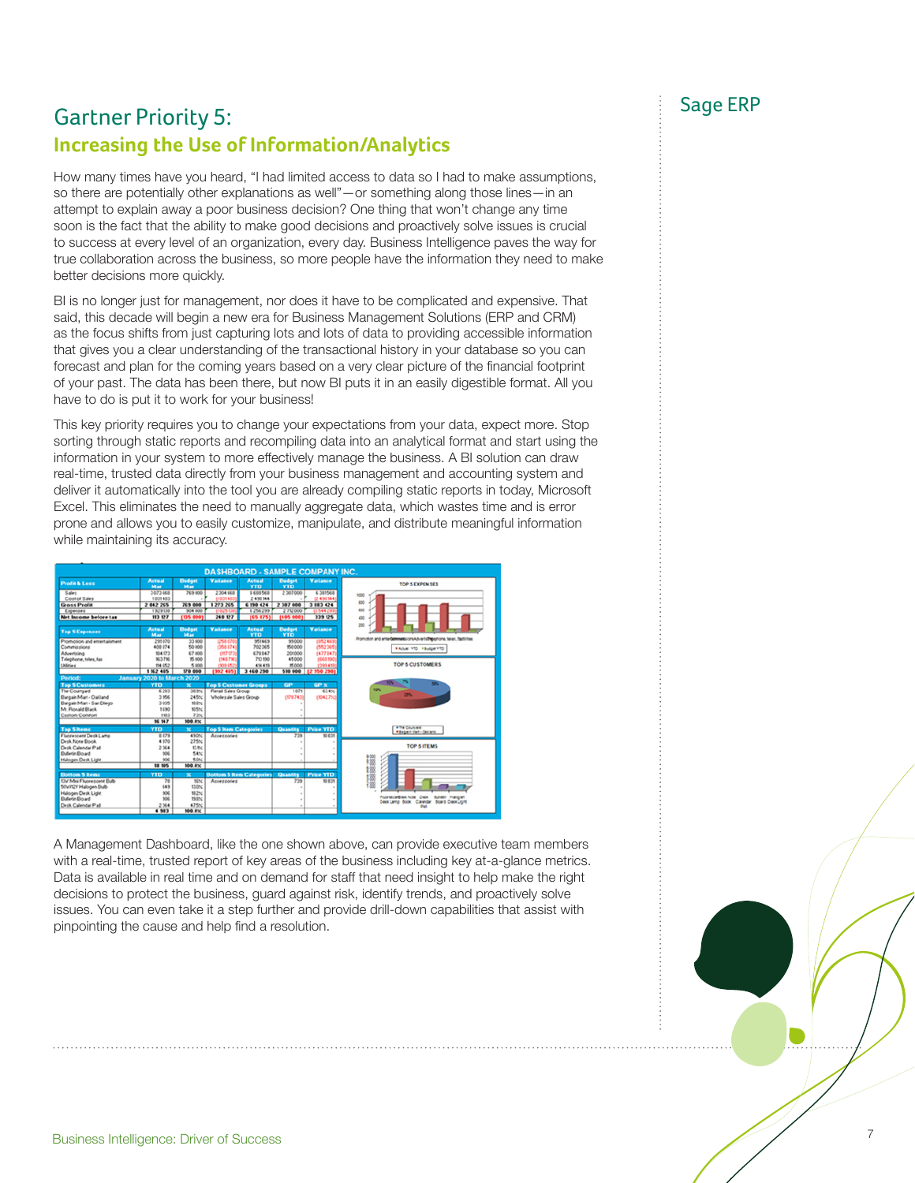## Gartner Priority 5:

### Increasing the Use of Information/Analytics

How many times have you heard, "I had limited access to data so I had to make assumptions, so there are potentially other explanations as well"—or something along those lines—in an attempt to explain away a poor business decision? One thing that won't change any time soon is the fact that the ability to make good decisions and proactively solve issues is crucial to success at every level of an organization, every day. Business Intelligence paves the way for true collaboration across the business, so more people have the information they need to make better decisions more quickly.

BI is no longer just for management, nor does it have to be complicated and expensive. That said, this decade will begin a new era for Business Management Solutions (ERP and CRM) as the focus shifts from just capturing lots and lots of data to providing accessible information that gives you a clear understanding of the transactional history in your database so you can forecast and plan for the coming years based on a very clear picture of the financial footprint of your past. The data has been there, but now BI puts it in an easily digestible format. All you have to do is put it to work for your business!

This key priority requires you to change your expectations from your data, expect more. Stop sorting through static reports and recompiling data into an analytical format and start using the information in your system to more effectively manage the business. A BI solution can draw real-time, trusted data directly from your business management and accounting system and deliver it automatically into the tool you are already compiling static reports in today, Microsoft Excel. This eliminates the need to manually aggregate data, which wastes time and is error prone and allows you to easily customize, manipulate, and distribute meaningful information while maintaining its accuracy.

A Management Dashboard, like the one shown above, can provide executive team members with a real-time, trusted report of key areas of the business including key at-a-glance metrics. Data is available in real time and on demand for staff that need insight to help make the right decisions to protect the business, guard against risk, identify trends, and proactively solve issues. You can even take it a step further and provide drill-down capabilities that assist with pinpointing the cause and help find a resolution.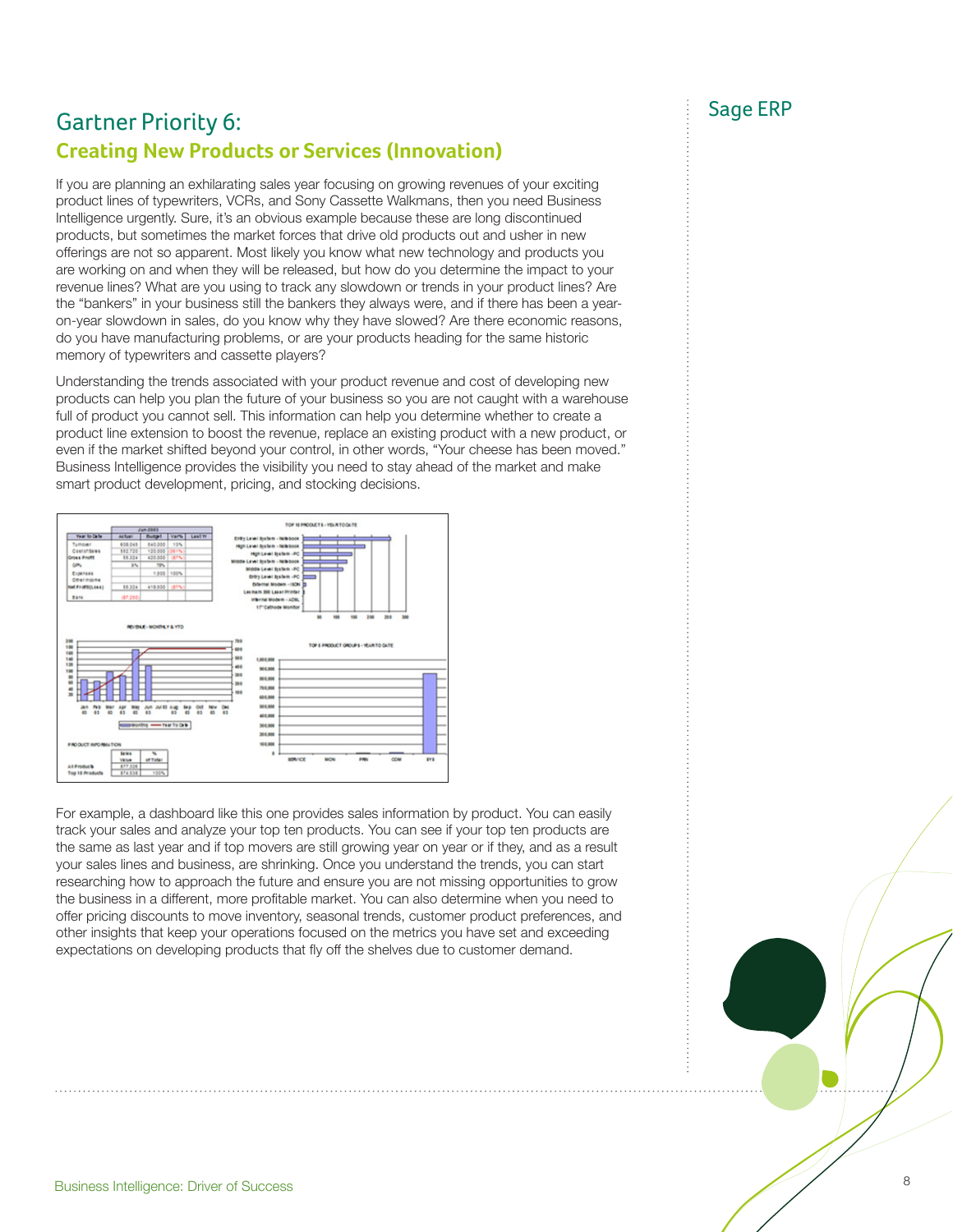## Gartner Priority 6:
### Creating New Products or Services (Innovation)

If you are planning an exhilarating sales year focusing on growing revenues of your exciting product lines of typewriters, VCRs, and Sony Cassette Walkmans, then you need Business Intelligence urgently. Sure, it's an obvious example because these are long discontinued products, but sometimes the market forces that drive old products out and usher in new offerings are not so apparent. Most likely you know what new technology and products you are working on and when they will be released, but how do you determine the impact to your revenue lines? What are you using to track any slowdown or trends in your product lines? Are the "bankers" in your business still the bankers they always were, and if there has been a year-on-year slowdown in sales, do you know why they have slowed? Are there economic reasons, do you have manufacturing problems, or are your products heading for the same historic memory of typewriters and cassette players?

Understanding the trends associated with your product revenue and cost of developing new products can help you plan the future of your business so you are not caught with a warehouse full of product you cannot sell. This information can help you determine whether to create a product line extension to boost the revenue, replace an existing product with a new product, or even if the market shifted beyond your control, in other words, "Your cheese has been moved." Business Intelligence provides the visibility you need to stay ahead of the market and make smart product development, pricing, and stocking decisions.

For example, a dashboard like this one provides sales information by product. You can easily track your sales and analyze your top ten products. You can see if your top ten products are the same as last year and if top movers are still growing year on year or if they, and as a result your sales lines and business, are shrinking. Once you understand the trends, you can start researching how to approach the future and ensure you are not missing opportunities to grow the business in a different, more profitable market. You can also determine when you need to offer pricing discounts to move inventory, seasonal trends, customer product preferences, and other insights that keep your operations focused on the metrics you have set and exceeding expectations on developing products that fly off the shelves due to customer demand.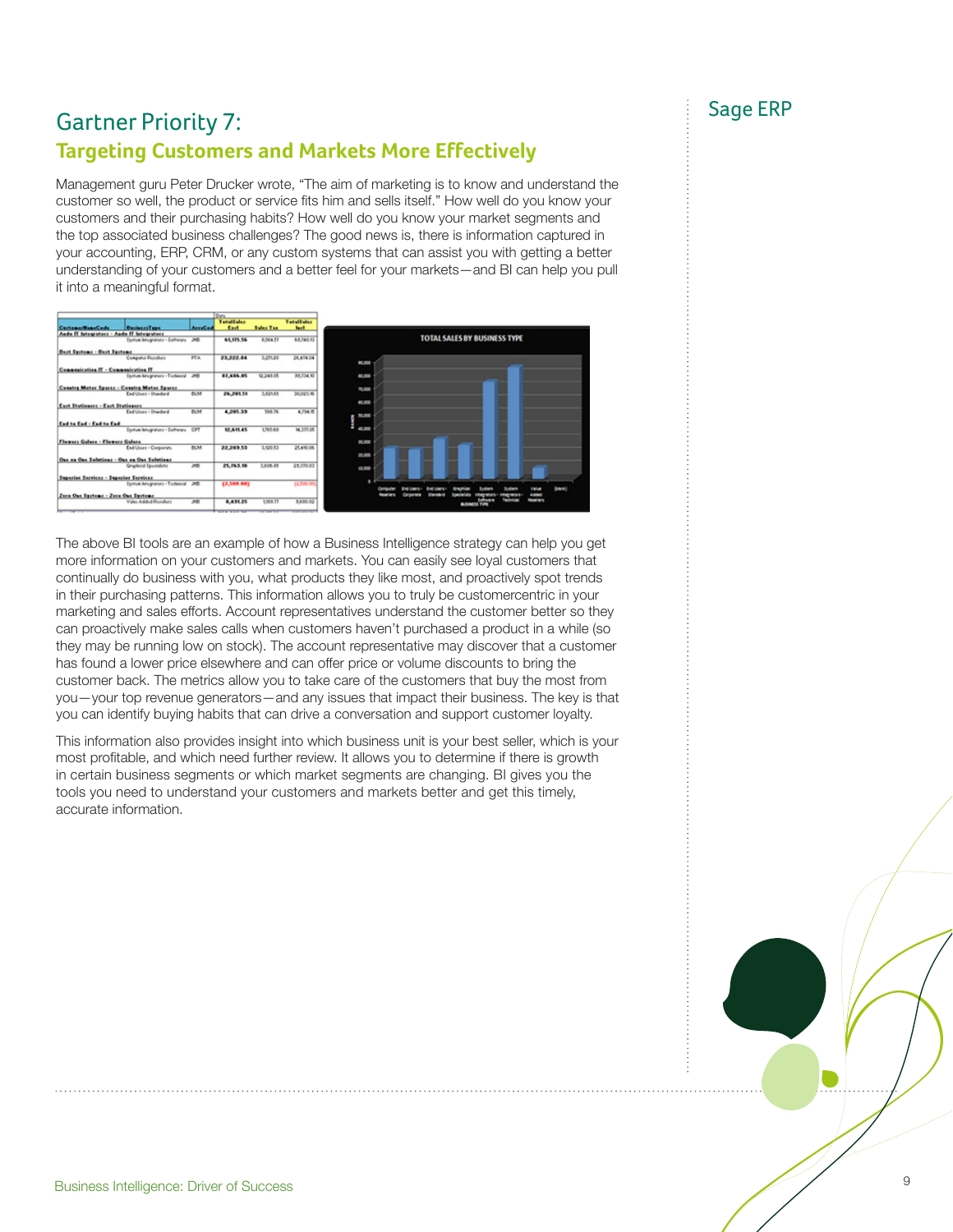## Gartner Priority 7:

### Targeting Customers and Markets More Effectively

Management guru Peter Drucker wrote, "The aim of marketing is to know and understand the customer so well, the product or service fits him and sells itself." How well do you know your customers and their purchasing habits? How well do you know your market segments and the top associated business challenges? The good news is, there is information captured in your accounting, ERP, CRM, or any custom systems that can assist you with getting a better understanding of your customers and a better feel for your markets—and BI can help you pull it into a meaningful format.

The above BI tools are an example of how a Business Intelligence strategy can help you get more information on your customers and markets. You can easily see loyal customers that continually do business with you, what products they like most, and proactively spot trends in their purchasing patterns. This information allows you to truly be customercentric in your marketing and sales efforts. Account representatives understand the customer better so they can proactively make sales calls when customers haven't purchased a product in a while (so they may be running low on stock). The account representative may discover that a customer has found a lower price elsewhere and can offer price or volume discounts to bring the customer back. The metrics allow you to take care of the customers that buy the most from you—your top revenue generators—and any issues that impact their business. The key is that you can identify buying habits that can drive a conversation and support customer loyalty.

This information also provides insight into which business unit is your best seller, which is your most profitable, and which need further review. It allows you to determine if there is growth in certain business segments or which market segments are changing. BI gives you the tools you need to understand your customers and markets better and get this timely, accurate information.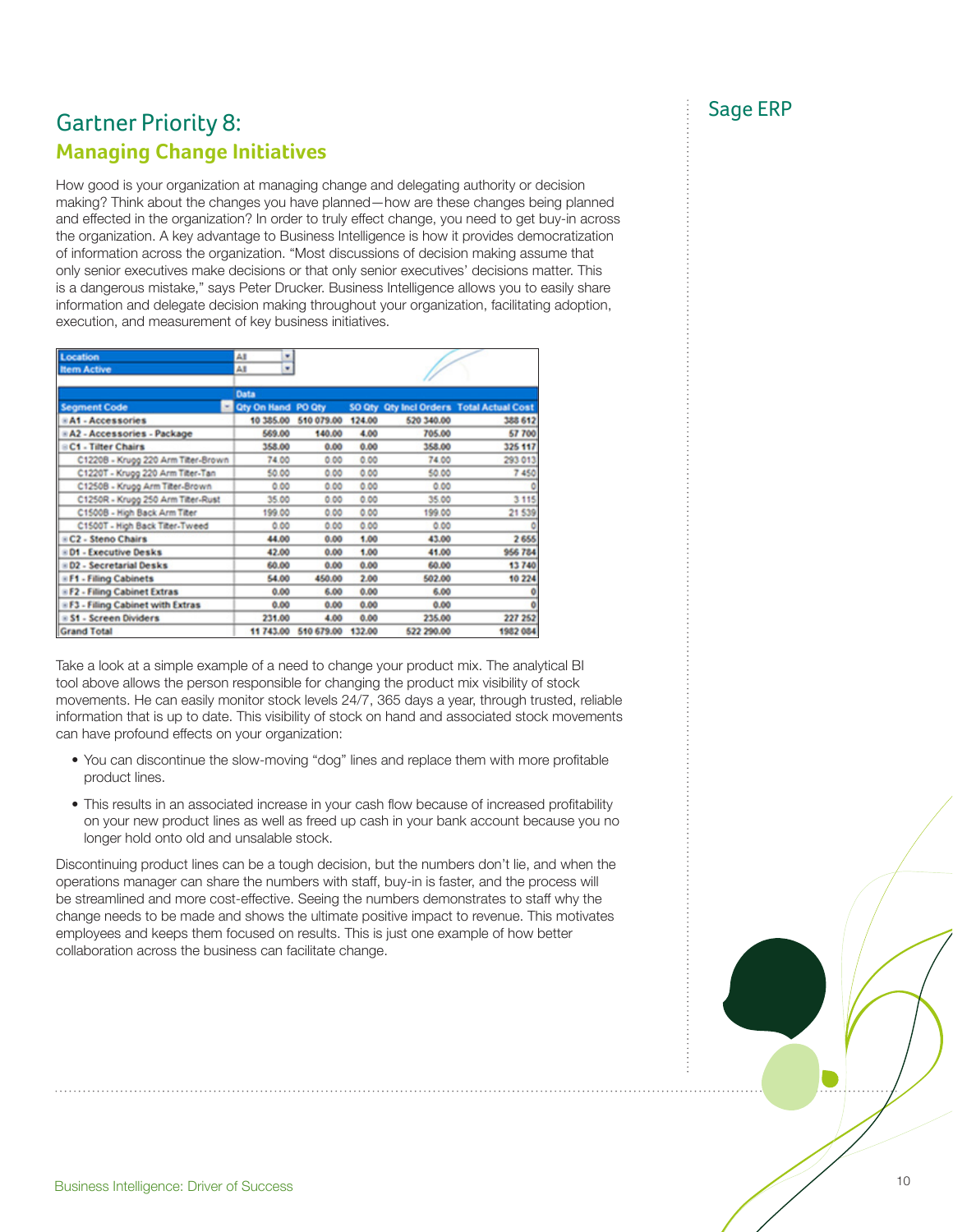# Gartner Priority 8:

## Managing Change Initiatives

Sage ERP

How good is your organization at managing change and delegating authority or decision making? Think about the changes you have planned—how are these changes being planned and effected in the organization? In order to truly effect change, you need to get buy-in across the organization. A key advantage to Business Intelligence is how it provides democratization of information across the organization. "Most discussions of decision making assume that only senior executives make decisions or that only senior executives' decisions matter. This is a dangerous mistake," says Peter Drucker. Business Intelligence allows you to easily share information and delegate decision making throughout your organization, facilitating adoption, execution, and measurement of key business initiatives.

| Location | All | | | | |
|---|---|---|---|---|---|
| Item Active | All | | | | |
| | Data | | | | |
| Segment Code | Qty On Hand | PO Qty | SO Qty | Qty Incl Orders | Total Actual Cost |
| A1 - Accessories | 10 385.00 | 510 079.00 | 124.00 | 520 340.00 | 388 612 |
| A2 - Accessories - Package | 569.00 | 140.00 | 4.00 | 705.00 | 57 700 |
| C1 - Tilter Chairs | 358.00 | 0.00 | 0.00 | 358.00 | 325 117 |
| C1220B - Krugg 220 Arm Tilter-Brown | 74.00 | 0.00 | 0.00 | 74.00 | 293 013 |
| C1220T - Krugg 220 Arm Tilter-Tan | 50.00 | 0.00 | 0.00 | 50.00 | 7 450 |
| C1250B - Krugg Arm Tilter-Brown | 0.00 | 0.00 | 0.00 | 0.00 | 0 |
| C1250R - Krugg 250 Arm Tilter-Rust | 35.00 | 0.00 | 0.00 | 35.00 | 3 115 |
| C1500B - High Back Arm Tilter | 199.00 | 0.00 | 0.00 | 199.00 | 21 539 |
| C1500T - High Back Tilter-Tweed | 0.00 | 0.00 | 0.00 | 0.00 | 0 |
| C2 - Steno Chairs | 44.00 | 0.00 | 1.00 | 43.00 | 2 655 |
| D1 - Executive Desks | 42.00 | 0.00 | 1.00 | 41.00 | 956 784 |
| D2 - Secretarial Desks | 60.00 | 0.00 | 0.00 | 60.00 | 13 740 |
| F1 - Filing Cabinets | 54.00 | 450.00 | 2.00 | 502.00 | 10 224 |
| F2 - Filing Cabinet Extras | 0.00 | 6.00 | 0.00 | 6.00 | 0 |
| F3 - Filing Cabinet with Extras | 0.00 | 0.00 | 0.00 | 0.00 | 0 |
| S1 - Screen Dividers | 231.00 | 4.00 | 0.00 | 235.00 | 227 252 |
| Grand Total | 11 743.00 | 510 679.00 | 132.00 | 522 290.00 | 1982 084 |

Take a look at a simple example of a need to change your product mix. The analytical BI tool above allows the person responsible for changing the product mix visibility of stock movements. He can easily monitor stock levels 24/7, 365 days a year, through trusted, reliable information that is up to date. This visibility of stock on hand and associated stock movements can have profound effects on your organization:

- You can discontinue the slow-moving "dog" lines and replace them with more profitable product lines.
- This results in an associated increase in your cash flow because of increased profitability on your new product lines as well as freed up cash in your bank account because you no longer hold onto old and unsalable stock.

Discontinuing product lines can be a tough decision, but the numbers don't lie, and when the operations manager can share the numbers with staff, buy-in is faster, and the process will be streamlined and more cost-effective. Seeing the numbers demonstrates to staff why the change needs to be made and shows the ultimate positive impact to revenue. This motivates employees and keeps them focused on results. This is just one example of how better collaboration across the business can facilitate change.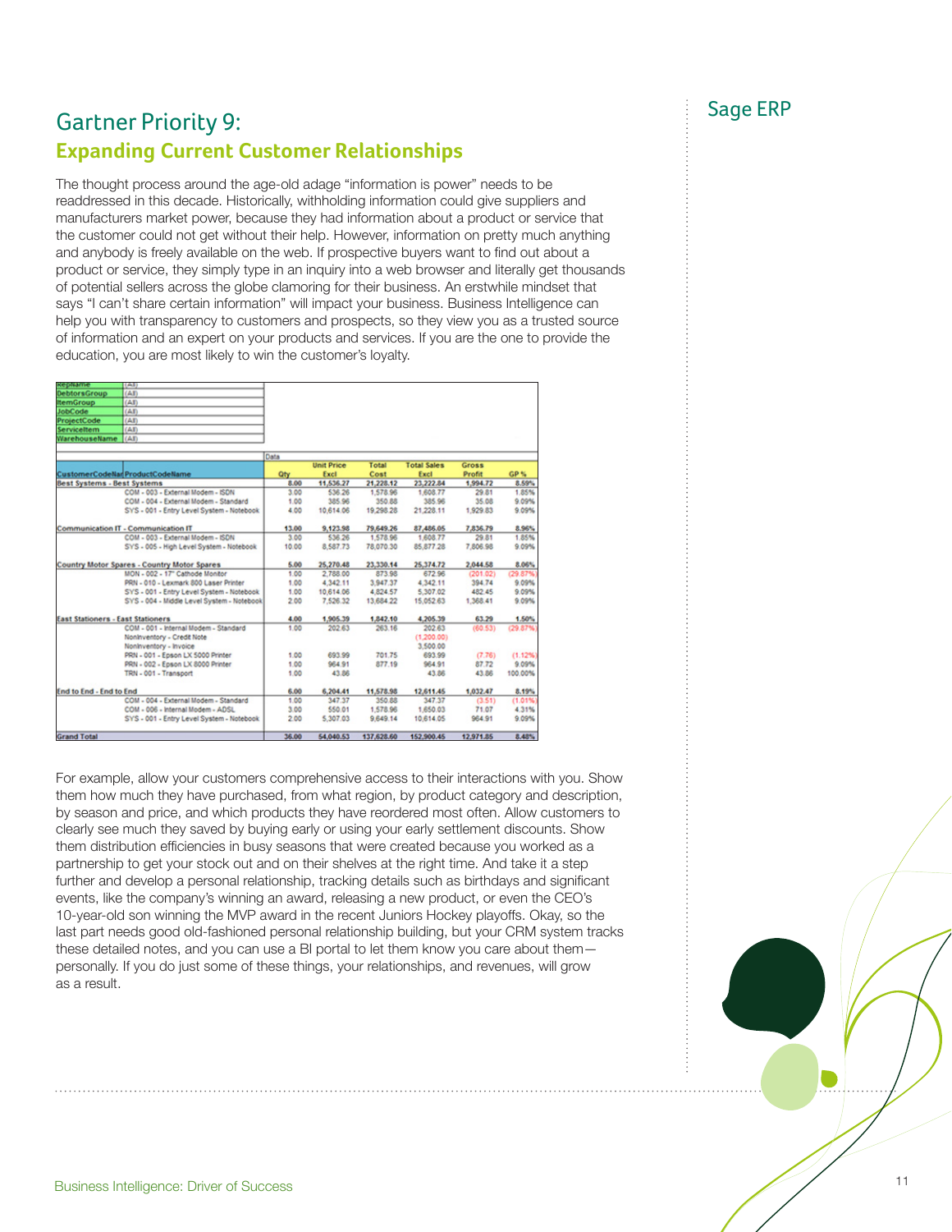## Gartner Priority 9:

### Expanding Current Customer Relationships

The thought process around the age-old adage "information is power" needs to be readdressed in this decade. Historically, withholding information could give suppliers and manufacturers market power, because they had information about a product or service that the customer could not get without their help. However, information on pretty much anything and anybody is freely available on the web. If prospective buyers want to find out about a product or service, they simply type in an inquiry into a web browser and literally get thousands of potential sellers across the globe clamoring for their business. An erstwhile mindset that says "I can't share certain information" will impact your business. Business Intelligence can help you with transparency to customers and prospects, so they view you as a trusted source of information and an expert on your products and services. If you are the one to provide the education, you are most likely to win the customer's loyalty.

| Filter | Value |
|---|---|
| RepName | (All) |
| DebtorsGroup | (All) |
| ItemGroup | (All) |
| JobCode | (All) |
| ProjectCode | (All) |
| ServiceItem | (All) |
| WarehouseName | (All) |

| CustomerCodeName | ProductCodeName | Qty | Unit Price Excl | Total Cost | Total Sales Excl | Gross Profit | GP % |
|---|---|---|---|---|---|---|---|
| Best Systems - Best Systems | | 8.00 | 11,536.27 | 21,228.12 | 23,222.84 | 1,994.72 | 8.59% |
| | COM - 003 - External Modem - ISDN | 3.00 | 536.26 | 1,578.96 | 1,608.77 | 29.81 | 1.85% |
| | COM - 004 - External Modem - Standard | 1.00 | 385.96 | 350.88 | 385.96 | 35.08 | 9.09% |
| | SYS - 001 - Entry Level System - Notebook | 4.00 | 10,614.06 | 19,298.28 | 21,228.11 | 1,929.83 | 9.09% |
| Communication IT - Communication IT | | 13.00 | 9,123.98 | 79,649.26 | 87,486.05 | 7,836.79 | 8.96% |
| | COM - 003 - External Modem - ISDN | 3.00 | 536.26 | 1,578.96 | 1,608.77 | 29.81 | 1.85% |
| | SYS - 005 - High Level System - Notebook | 10.00 | 8,587.73 | 78,070.30 | 85,877.28 | 7,806.98 | 9.09% |
| Country Motor Spares - Country Motor Spares | | 5.00 | 25,270.48 | 23,330.14 | 25,374.72 | 2,044.58 | 8.06% |
| | MON - 002 - 17" Cathode Monitor | 1.00 | 2,788.00 | 873.98 | 672.96 | (201.02) | (29.87%) |
| | PRN - 010 - Lexmark 800 Laser Printer | 1.00 | 4,342.11 | 3,947.37 | 4,342.11 | 394.74 | 9.09% |
| | SYS - 001 - Entry Level System - Notebook | 1.00 | 10,614.06 | 4,824.57 | 5,307.02 | 482.45 | 9.09% |
| | SYS - 004 - Middle Level System - Notebook | 2.00 | 7,526.32 | 13,684.22 | 15,052.63 | 1,368.41 | 9.09% |
| East Stationers - East Stationers | | 4.00 | 1,905.39 | 1,842.10 | 4,205.39 | 63.29 | 1.50% |
| | COM - 001 - Internal Modem - Standard | 1.00 | 202.63 | 263.16 | 202.63 | (60.53) | (29.87%) |
| | NonInventory - Credit Note | | | | (1,200.00) | | |
| | NonInventory - Invoice | | | | 3,500.00 | | |
| | PRN - 001 - Epson LX 5000 Printer | 1.00 | 693.99 | 701.75 | 693.99 | (7.76) | (1.12%) |
| | PRN - 002 - Epson LX 8000 Printer | 1.00 | 964.91 | 877.19 | 964.91 | 87.72 | 9.09% |
| | TRN - 001 - Transport | 1.00 | 43.86 | | 43.86 | 43.86 | 100.00% |
| End to End - End to End | | 6.00 | 6,204.41 | 11,578.98 | 12,611.45 | 1,032.47 | 8.19% |
| | COM - 004 - External Modem - Standard | 1.00 | 347.37 | 350.88 | 347.37 | (3.51) | (1.01%) |
| | COM - 006 - Internal Modem - ADSL | 3.00 | 550.01 | 1,578.96 | 1,650.03 | 71.07 | 4.31% |
| | SYS - 001 - Entry Level System - Notebook | 2.00 | 5,307.03 | 9,649.14 | 10,614.05 | 964.91 | 9.09% |
| Grand Total | | 36.00 | 54,040.53 | 137,628.60 | 152,900.45 | 12,971.85 | 8.48% |

For example, allow your customers comprehensive access to their interactions with you. Show them how much they have purchased, from what region, by product category and description, by season and price, and which products they have reordered most often. Allow customers to clearly see much they saved by buying early or using your early settlement discounts. Show them distribution efficiencies in busy seasons that were created because you worked as a partnership to get your stock out and on their shelves at the right time. And take it a step further and develop a personal relationship, tracking details such as birthdays and significant events, like the company's winning an award, releasing a new product, or even the CEO's 10-year-old son winning the MVP award in the recent Juniors Hockey playoffs. Okay, so the last part needs good old-fashioned personal relationship building, but your CRM system tracks these detailed notes, and you can use a BI portal to let them know you care about them—personally. If you do just some of these things, your relationships, and revenues, will grow as a result.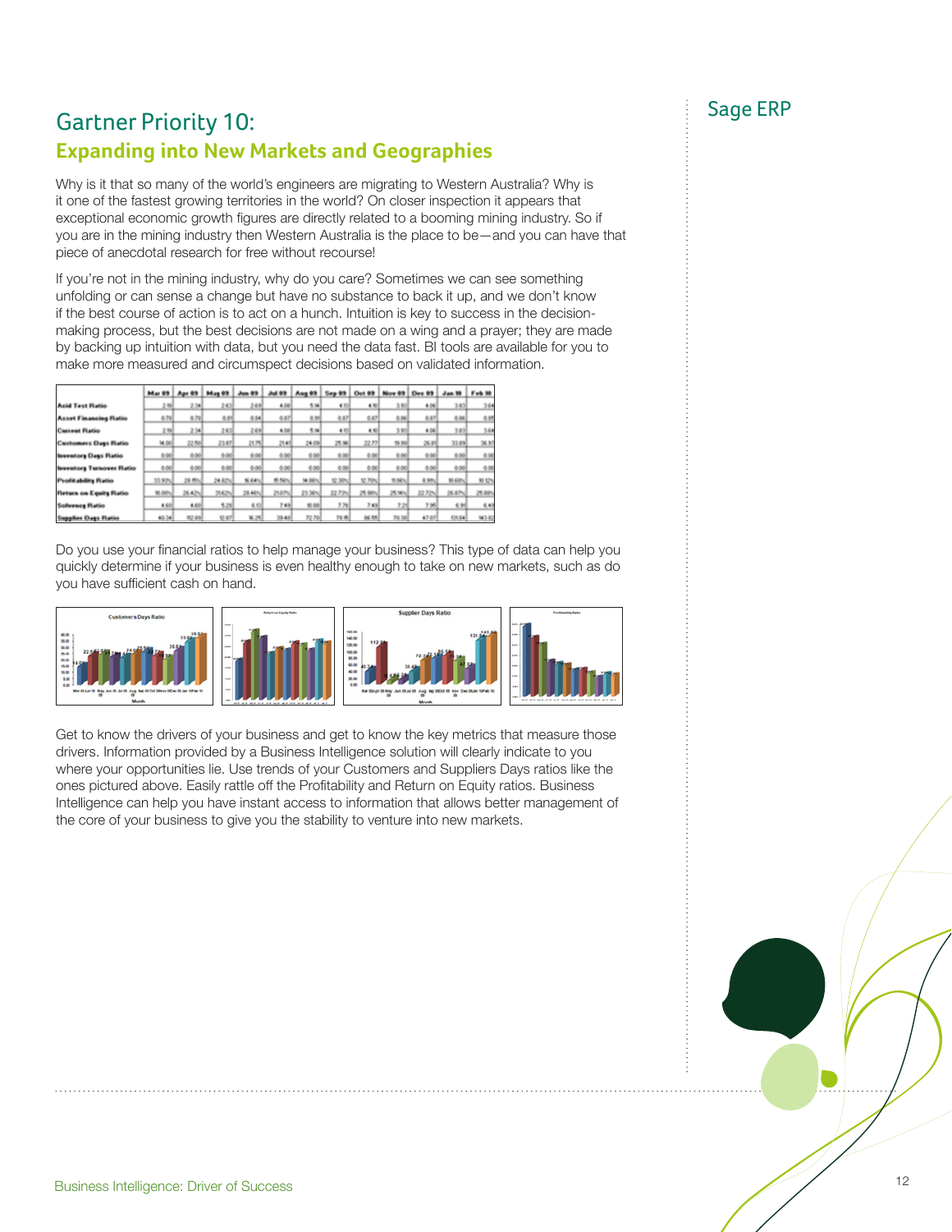# Gartner Priority 10:

## Expanding into New Markets and Geographies

Why is it that so many of the world's engineers are migrating to Western Australia? Why is it one of the fastest growing territories in the world? On closer inspection it appears that exceptional economic growth figures are directly related to a booming mining industry. So if you are in the mining industry then Western Australia is the place to be—and you can have that piece of anecdotal research for free without recourse!

If you're not in the mining industry, why do you care? Sometimes we can see something unfolding or can sense a change but have no substance to back it up, and we don't know if the best course of action is to act on a hunch. Intuition is key to success in the decision-making process, but the best decisions are not made on a wing and a prayer; they are made by backing up intuition with data, but you need the data fast. BI tools are available for you to make more measured and circumspect decisions based on validated information.

| | Mar 09 | Apr 09 | May 09 | Jun 09 | Jul 09 | Aug 09 | Sep 09 | Oct 09 | Nov 09 | Dec 09 | Jan 10 | Feb 10 |
|---|---|---|---|---|---|---|---|---|---|---|---|---|
| Acid Test Ratio | 2.19 | 2.34 | 2.63 | 2.69 | 4.08 | 5.14 | 4.13 | 4.10 | 3.93 | 4.06 | 3.83 | 3.64 |
| Asset Financing Ratio | 0.79 | 0.79 | 0.81 | 0.84 | 0.87 | 0.91 | 0.87 | 0.87 | 0.86 | 0.87 | 0.86 | 0.85 |
| Current Ratio | 2.19 | 2.34 | 2.63 | 2.69 | 4.08 | 5.14 | 4.13 | 4.10 | 3.93 | 4.06 | 3.83 | 3.64 |
| Customers Days Ratio | 14.00 | 22.50 | 23.87 | 21.75 | 21.41 | 24.09 | 25.16 | 22.77 | 19.99 | 26.81 | 33.09 | 36.97 |
| Inventory Days Ratio | 0.00 | 0.00 | 0.00 | 0.00 | 0.00 | 0.00 | 0.00 | 0.00 | 0.00 | 0.00 | 0.00 | 0.00 |
| Inventory Turnover Ratio | 0.00 | 0.00 | 0.00 | 0.00 | 0.00 | 0.00 | 0.00 | 0.00 | 0.00 | 0.00 | 0.00 | 0.00 |
| Profitability Ratio | 33.93% | 28.15% | 24.82% | 16.64% | 15.56% | 14.06% | 12.30% | 12.70% | 11.06% | 8.91% | 10.68% | 10.12% |
| Return on Equity Ratio | 18.00% | 26.42% | 31.42% | 20.46% | 21.07% | 23.30% | 22.73% | 25.90% | 25.14% | 22.72% | 26.87% | 25.88% |
| Solvency Ratio | 4.60 | 4.60 | 5.29 | 6.13 | 7.49 | 10.08 | 7.76 | 7.49 | 7.21 | 7.95 | 6.91 | 6.49 |
| Supplier Days Ratio | 40.34 | 112.05 | 12.07 | 16.25 | 39.40 | 72.70 | 79.15 | 86.55 | 70.30 | 47.07 | 131.04 | 143.82 |

Do you use your financial ratios to help manage your business? This type of data can help you quickly determine if your business is even healthy enough to take on new markets, such as do you have sufficient cash on hand.

Get to know the drivers of your business and get to know the key metrics that measure those drivers. Information provided by a Business Intelligence solution will clearly indicate to you where your opportunities lie. Use trends of your Customers and Suppliers Days ratios like the ones pictured above. Easily rattle off the Profitability and Return on Equity ratios. Business Intelligence can help you have instant access to information that allows better management of the core of your business to give you the stability to venture into new markets.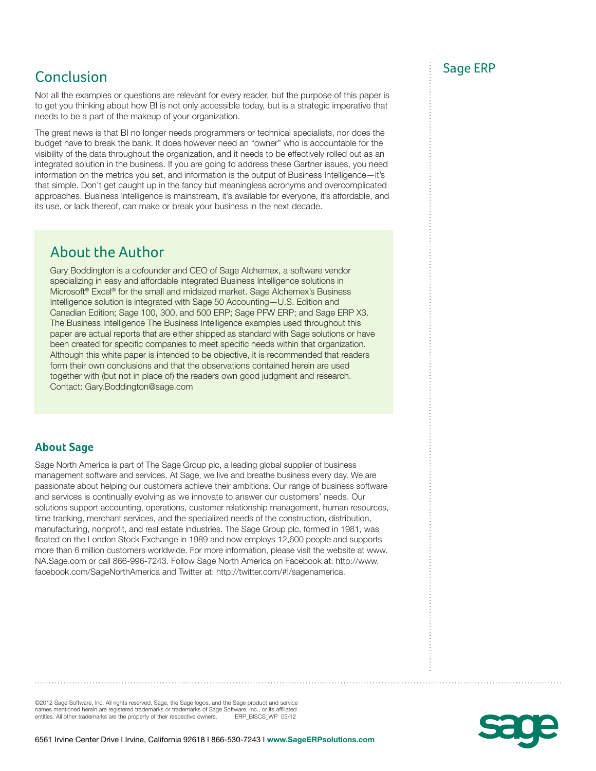## Conclusion

Not all the examples or questions are relevant for every reader, but the purpose of this paper is to get you thinking about how BI is not only accessible today, but is a strategic imperative that needs to be a part of the makeup of your organization.

The great news is that BI no longer needs programmers or technical specialists, nor does the budget have to break the bank. It does however need an "owner" who is accountable for the visibility of the data throughout the organization, and it needs to be effectively rolled out as an integrated solution in the business. If you are going to address these Gartner issues, you need information on the metrics you set, and information is the output of Business Intelligence—it's that simple. Don't get caught up in the fancy but meaningless acronyms and overcomplicated approaches. Business Intelligence is mainstream, it's available for everyone, it's affordable, and its use, or lack thereof, can make or break your business in the next decade.

## About the Author

Gary Boddington is a cofounder and CEO of Sage Alchemex, a software vendor specializing in easy and affordable integrated Business Intelligence solutions in Microsoft® Excel® for the small and midsized market. Sage Alchemex's Business Intelligence solution is integrated with Sage 50 Accounting—U.S. Edition and Canadian Edition; Sage 100, 300, and 500 ERP; Sage PFW ERP; and Sage ERP X3. The Business Intelligence The Business Intelligence examples used throughout this paper are actual reports that are either shipped as standard with Sage solutions or have been created for specific companies to meet specific needs within that organization. Although this white paper is intended to be objective, it is recommended that readers form their own conclusions and that the observations contained herein are used together with (but not in place of) the readers own good judgment and research. Contact: Gary.Boddington@sage.com

### About Sage

Sage North America is part of The Sage Group plc, a leading global supplier of business management software and services. At Sage, we live and breathe business every day. We are passionate about helping our customers achieve their ambitions. Our range of business software and services is continually evolving as we innovate to answer our customers' needs. Our solutions support accounting, operations, customer relationship management, human resources, time tracking, merchant services, and the specialized needs of the construction, distribution, manufacturing, nonprofit, and real estate industries. The Sage Group plc, formed in 1981, was floated on the London Stock Exchange in 1989 and now employs 12,600 people and supports more than 6 million customers worldwide. For more information, please visit the website at www.NA.Sage.com or call 866-996-7243. Follow Sage North America on Facebook at: http://www.facebook.com/SageNorthAmerica and Twitter at: http://twitter.com/#!/sagenamerica.

©2012 Sage Software, Inc. All rights reserved. Sage, the Sage logos, and the Sage product and service names mentioned herein are registered trademarks or trademarks of Sage Software, Inc., or its affiliated entities. All other trademarks are the property of their respective owners. ERP_BISCS_WP 05/12

6561 Irvine Center Drive I Irvine, California 92618 I 866-530-7243 I **www.SageERPsolutions.com**